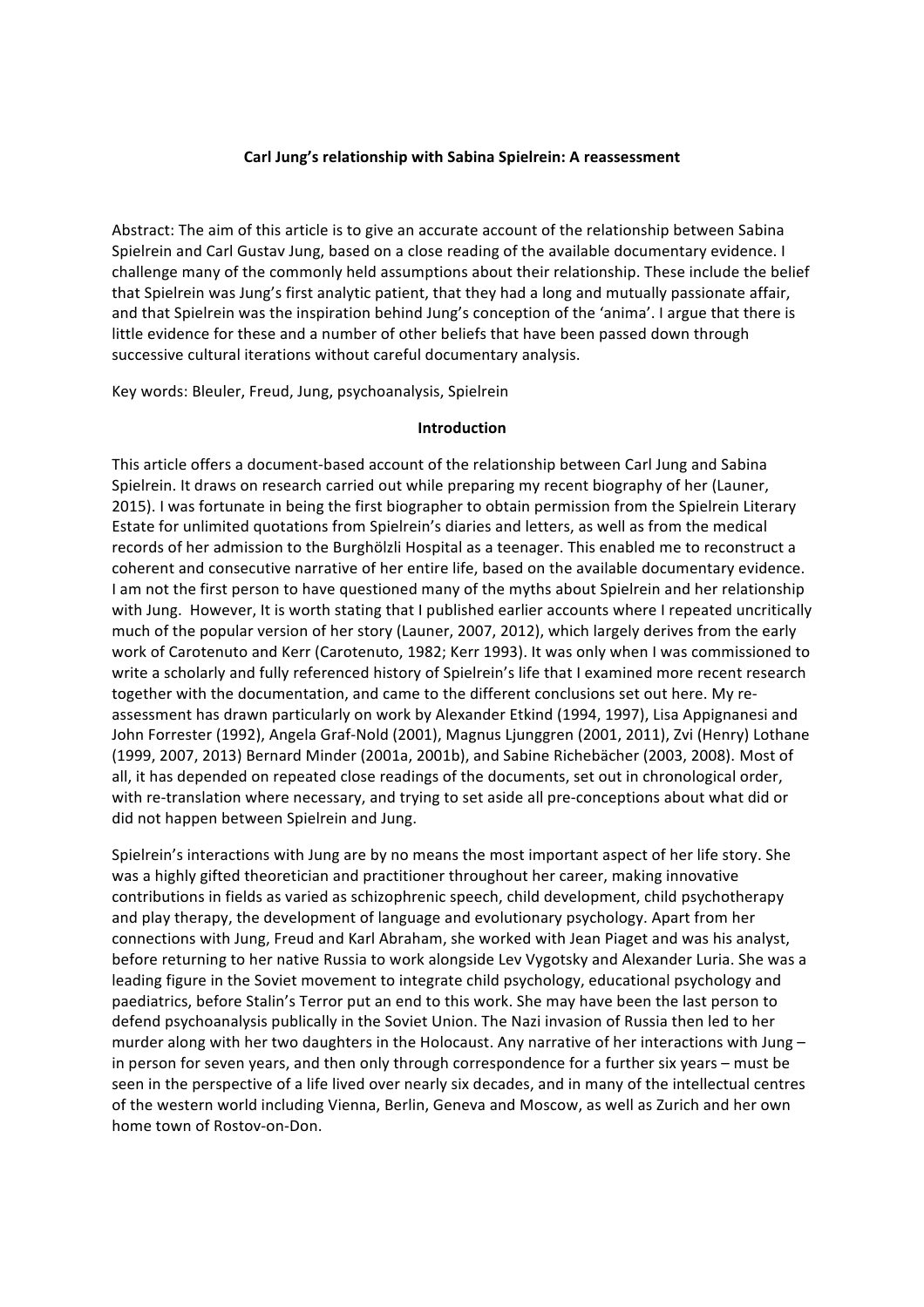# Carl Jung's relationship with Sabina Spielrein: A reassessment

Abstract: The aim of this article is to give an accurate account of the relationship between Sabina Spielrein and Carl Gustav Jung, based on a close reading of the available documentary evidence. I challenge many of the commonly held assumptions about their relationship. These include the belief that Spielrein was Jung's first analytic patient, that they had a long and mutually passionate affair, and that Spielrein was the inspiration behind Jung's conception of the 'anima'. I argue that there is little evidence for these and a number of other beliefs that have been passed down through successive cultural iterations without careful documentary analysis.

Key words: Bleuler, Freud, Jung, psychoanalysis, Spielrein

## Introduction

This article offers a document-based account of the relationship between Carl Jung and Sabina Spielrein. It draws on research carried out while preparing my recent biography of her (Launer, 2015). I was fortunate in being the first biographer to obtain permission from the Spielrein Literary Estate for unlimited quotations from Spielrein's diaries and letters, as well as from the medical records of her admission to the Burghölzli Hospital as a teenager. This enabled me to reconstruct a coherent and consecutive narrative of her entire life, based on the available documentary evidence. I am not the first person to have questioned many of the myths about Spielrein and her relationship with Jung. However, It is worth stating that I published earlier accounts where I repeated uncritically much of the popular version of her story (Launer, 2007, 2012), which largely derives from the early work of Carotenuto and Kerr (Carotenuto, 1982; Kerr 1993). It was only when I was commissioned to write a scholarly and fully referenced history of Spielrein's life that I examined more recent research together with the documentation, and came to the different conclusions set out here. My re-assessment has drawn particularly on work by Alexander Etkind (1994, 1997), Lisa Appignanesi and John Forrester (1992), Angela Graf-Nold (2001), Magnus Ljunggren (2001, 2011), Zvi (Henry) Lothane (1999, 2007, 2013) Bernard Minder (2001a, 2001b), and Sabine Richebächer (2003, 2008). Most of all, it has depended on repeated close readings of the documents, set out in chronological order, with re-translation where necessary, and trying to set aside all pre-conceptions about what did or did not happen between Spielrein and Jung.

Spielrein's interactions with Jung are by no means the most important aspect of her life story. She was a highly gifted theoretician and practitioner throughout her career, making innovative contributions in fields as varied as schizophrenic speech, child development, child psychotherapy and play therapy, the development of language and evolutionary psychology. Apart from her connections with Jung, Freud and Karl Abraham, she worked with Jean Piaget and was his analyst, before returning to her native Russia to work alongside Lev Vygotsky and Alexander Luria. She was a leading figure in the Soviet movement to integrate child psychology, educational psychology and paediatrics, before Stalin's Terror put an end to this work. She may have been the last person to defend psychoanalysis publically in the Soviet Union. The Nazi invasion of Russia then led to her murder along with her two daughters in the Holocaust. Any narrative of her interactions with Jung – in person for seven years, and then only through correspondence for a further six years – must be seen in the perspective of a life lived over nearly six decades, and in many of the intellectual centres of the western world including Vienna, Berlin, Geneva and Moscow, as well as Zurich and her own home town of Rostov-on-Don.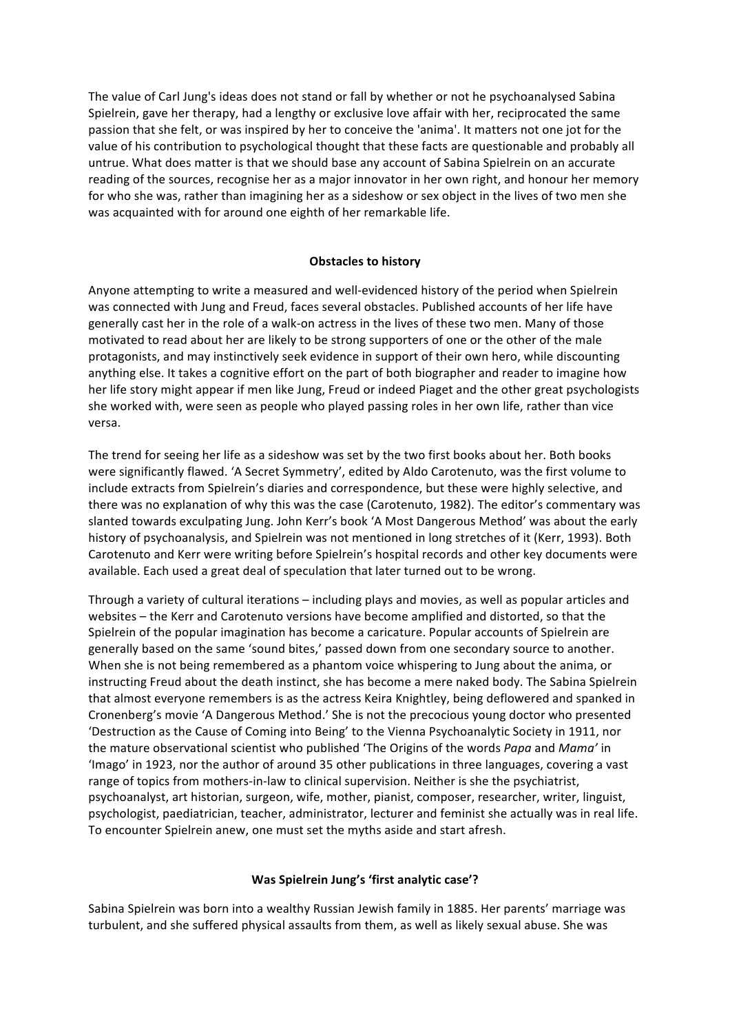The value of Carl Jung's ideas does not stand or fall by whether or not he psychoanalysed Sabina Spielrein, gave her therapy, had a lengthy or exclusive love affair with her, reciprocated the same passion that she felt, or was inspired by her to conceive the 'anima'. It matters not one jot for the value of his contribution to psychological thought that these facts are questionable and probably all untrue. What does matter is that we should base any account of Sabina Spielrein on an accurate reading of the sources, recognise her as a major innovator in her own right, and honour her memory for who she was, rather than imagining her as a sideshow or sex object in the lives of two men she was acquainted with for around one eighth of her remarkable life.

## Obstacles to history

Anyone attempting to write a measured and well-evidenced history of the period when Spielrein was connected with Jung and Freud, faces several obstacles. Published accounts of her life have generally cast her in the role of a walk-on actress in the lives of these two men. Many of those motivated to read about her are likely to be strong supporters of one or the other of the male protagonists, and may instinctively seek evidence in support of their own hero, while discounting anything else. It takes a cognitive effort on the part of both biographer and reader to imagine how her life story might appear if men like Jung, Freud or indeed Piaget and the other great psychologists she worked with, were seen as people who played passing roles in her own life, rather than vice versa.

The trend for seeing her life as a sideshow was set by the two first books about her. Both books were significantly flawed. 'A Secret Symmetry', edited by Aldo Carotenuto, was the first volume to include extracts from Spielrein's diaries and correspondence, but these were highly selective, and there was no explanation of why this was the case (Carotenuto, 1982). The editor's commentary was slanted towards exculpating Jung. John Kerr's book 'A Most Dangerous Method' was about the early history of psychoanalysis, and Spielrein was not mentioned in long stretches of it (Kerr, 1993). Both Carotenuto and Kerr were writing before Spielrein's hospital records and other key documents were available. Each used a great deal of speculation that later turned out to be wrong.

Through a variety of cultural iterations – including plays and movies, as well as popular articles and websites – the Kerr and Carotenuto versions have become amplified and distorted, so that the Spielrein of the popular imagination has become a caricature. Popular accounts of Spielrein are generally based on the same 'sound bites,' passed down from one secondary source to another. When she is not being remembered as a phantom voice whispering to Jung about the anima, or instructing Freud about the death instinct, she has become a mere naked body. The Sabina Spielrein that almost everyone remembers is as the actress Keira Knightley, being deflowered and spanked in Cronenberg's movie 'A Dangerous Method.' She is not the precocious young doctor who presented 'Destruction as the Cause of Coming into Being' to the Vienna Psychoanalytic Society in 1911, nor the mature observational scientist who published 'The Origins of the words *Papa* and *Mama'* in 'Imago' in 1923, nor the author of around 35 other publications in three languages, covering a vast range of topics from mothers-in-law to clinical supervision. Neither is she the psychiatrist, psychoanalyst, art historian, surgeon, wife, mother, pianist, composer, researcher, writer, linguist, psychologist, paediatrician, teacher, administrator, lecturer and feminist she actually was in real life. To encounter Spielrein anew, one must set the myths aside and start afresh.

## Was Spielrein Jung's 'first analytic case'?

Sabina Spielrein was born into a wealthy Russian Jewish family in 1885. Her parents' marriage was turbulent, and she suffered physical assaults from them, as well as likely sexual abuse. She was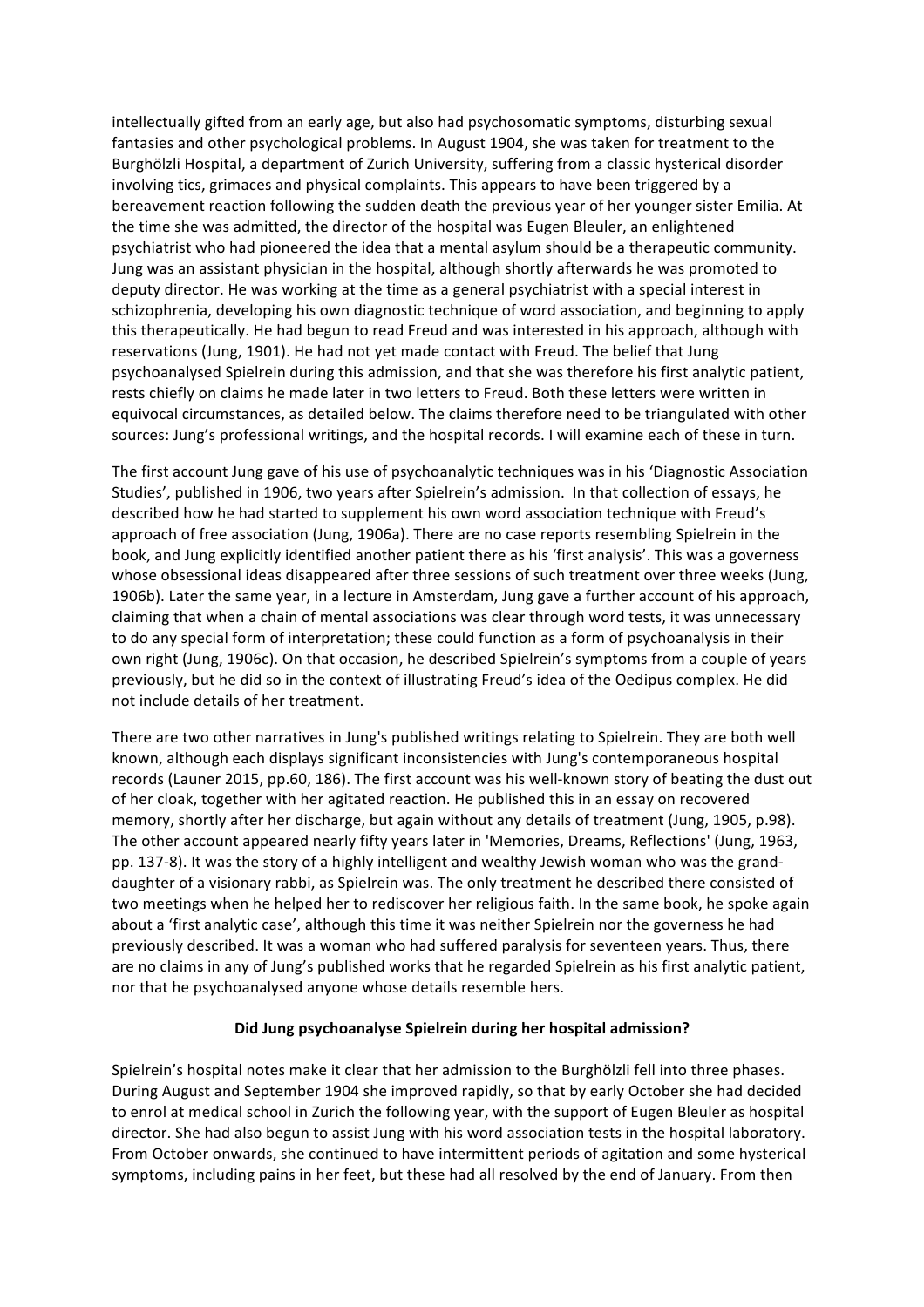intellectually gifted from an early age, but also had psychosomatic symptoms, disturbing sexual fantasies and other psychological problems. In August 1904, she was taken for treatment to the Burghölzli Hospital, a department of Zurich University, suffering from a classic hysterical disorder involving tics, grimaces and physical complaints. This appears to have been triggered by a bereavement reaction following the sudden death the previous year of her younger sister Emilia. At the time she was admitted, the director of the hospital was Eugen Bleuler, an enlightened psychiatrist who had pioneered the idea that a mental asylum should be a therapeutic community. Jung was an assistant physician in the hospital, although shortly afterwards he was promoted to deputy director. He was working at the time as a general psychiatrist with a special interest in schizophrenia, developing his own diagnostic technique of word association, and beginning to apply this therapeutically. He had begun to read Freud and was interested in his approach, although with reservations (Jung, 1901). He had not yet made contact with Freud. The belief that Jung psychoanalysed Spielrein during this admission, and that she was therefore his first analytic patient, rests chiefly on claims he made later in two letters to Freud. Both these letters were written in equivocal circumstances, as detailed below. The claims therefore need to be triangulated with other sources: Jung's professional writings, and the hospital records. I will examine each of these in turn.

The first account Jung gave of his use of psychoanalytic techniques was in his 'Diagnostic Association Studies', published in 1906, two years after Spielrein's admission. In that collection of essays, he described how he had started to supplement his own word association technique with Freud's approach of free association (Jung, 1906a). There are no case reports resembling Spielrein in the book, and Jung explicitly identified another patient there as his 'first analysis'. This was a governess whose obsessional ideas disappeared after three sessions of such treatment over three weeks (Jung, 1906b). Later the same year, in a lecture in Amsterdam, Jung gave a further account of his approach, claiming that when a chain of mental associations was clear through word tests, it was unnecessary to do any special form of interpretation; these could function as a form of psychoanalysis in their own right (Jung, 1906c). On that occasion, he described Spielrein's symptoms from a couple of years previously, but he did so in the context of illustrating Freud's idea of the Oedipus complex. He did not include details of her treatment.

There are two other narratives in Jung's published writings relating to Spielrein. They are both well known, although each displays significant inconsistencies with Jung's contemporaneous hospital records (Launer 2015, pp.60, 186). The first account was his well-known story of beating the dust out of her cloak, together with her agitated reaction. He published this in an essay on recovered memory, shortly after her discharge, but again without any details of treatment (Jung, 1905, p.98). The other account appeared nearly fifty years later in 'Memories, Dreams, Reflections' (Jung, 1963, pp. 137-8). It was the story of a highly intelligent and wealthy Jewish woman who was the grand-daughter of a visionary rabbi, as Spielrein was. The only treatment he described there consisted of two meetings when he helped her to rediscover her religious faith. In the same book, he spoke again about a 'first analytic case', although this time it was neither Spielrein nor the governess he had previously described. It was a woman who had suffered paralysis for seventeen years. Thus, there are no claims in any of Jung's published works that he regarded Spielrein as his first analytic patient, nor that he psychoanalysed anyone whose details resemble hers.

## Did Jung psychoanalyse Spielrein during her hospital admission?

Spielrein's hospital notes make it clear that her admission to the Burghölzli fell into three phases. During August and September 1904 she improved rapidly, so that by early October she had decided to enrol at medical school in Zurich the following year, with the support of Eugen Bleuler as hospital director. She had also begun to assist Jung with his word association tests in the hospital laboratory. From October onwards, she continued to have intermittent periods of agitation and some hysterical symptoms, including pains in her feet, but these had all resolved by the end of January. From then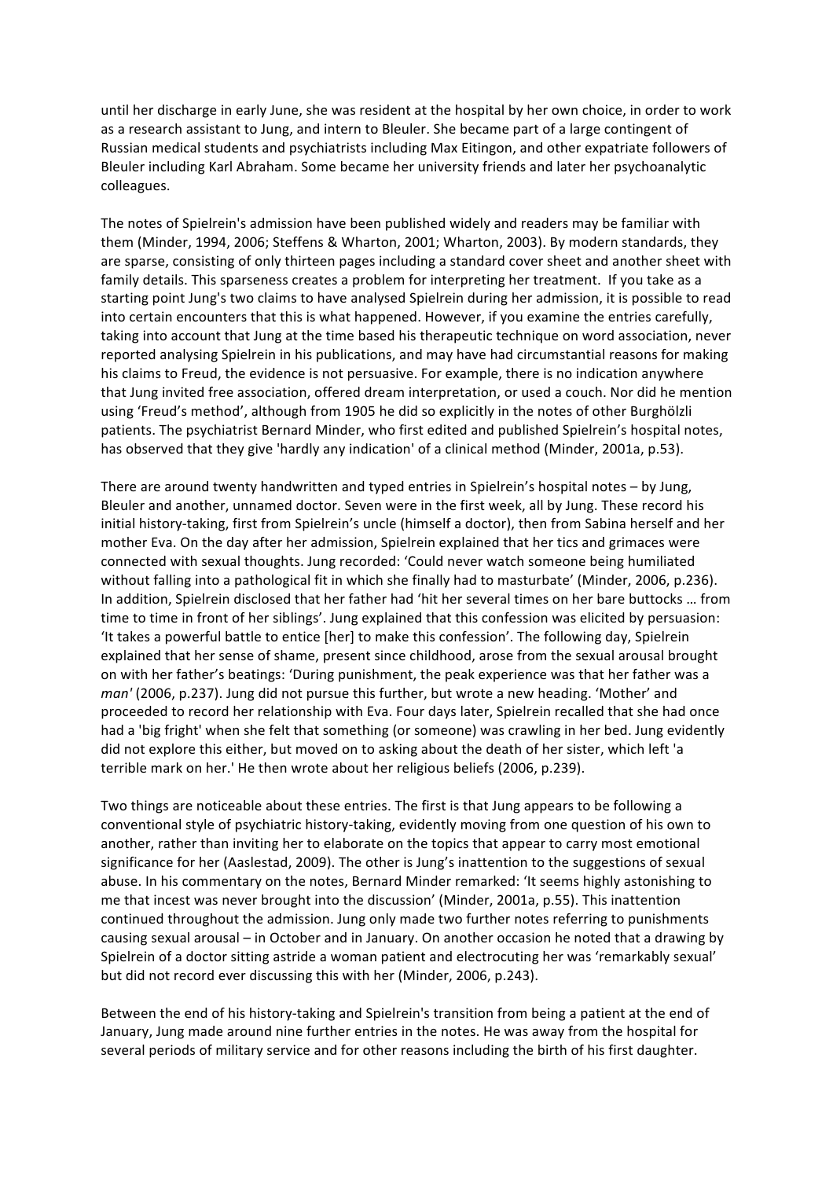until her discharge in early June, she was resident at the hospital by her own choice, in order to work as a research assistant to Jung, and intern to Bleuler. She became part of a large contingent of Russian medical students and psychiatrists including Max Eitingon, and other expatriate followers of Bleuler including Karl Abraham. Some became her university friends and later her psychoanalytic colleagues.

The notes of Spielrein's admission have been published widely and readers may be familiar with them (Minder, 1994, 2006; Steffens & Wharton, 2001; Wharton, 2003). By modern standards, they are sparse, consisting of only thirteen pages including a standard cover sheet and another sheet with family details. This sparseness creates a problem for interpreting her treatment. If you take as a starting point Jung's two claims to have analysed Spielrein during her admission, it is possible to read into certain encounters that this is what happened. However, if you examine the entries carefully, taking into account that Jung at the time based his therapeutic technique on word association, never reported analysing Spielrein in his publications, and may have had circumstantial reasons for making his claims to Freud, the evidence is not persuasive. For example, there is no indication anywhere that Jung invited free association, offered dream interpretation, or used a couch. Nor did he mention using 'Freud's method', although from 1905 he did so explicitly in the notes of other Burghölzli patients. The psychiatrist Bernard Minder, who first edited and published Spielrein's hospital notes, has observed that they give 'hardly any indication' of a clinical method (Minder, 2001a, p.53).

There are around twenty handwritten and typed entries in Spielrein's hospital notes – by Jung, Bleuler and another, unnamed doctor. Seven were in the first week, all by Jung. These record his initial history-taking, first from Spielrein's uncle (himself a doctor), then from Sabina herself and her mother Eva. On the day after her admission, Spielrein explained that her tics and grimaces were connected with sexual thoughts. Jung recorded: 'Could never watch someone being humiliated without falling into a pathological fit in which she finally had to masturbate' (Minder, 2006, p.236). In addition, Spielrein disclosed that her father had 'hit her several times on her bare buttocks … from time to time in front of her siblings'. Jung explained that this confession was elicited by persuasion: 'It takes a powerful battle to entice [her] to make this confession'. The following day, Spielrein explained that her sense of shame, present since childhood, arose from the sexual arousal brought on with her father's beatings: 'During punishment, the peak experience was that her father was a *man*' (2006, p.237). Jung did not pursue this further, but wrote a new heading. 'Mother' and proceeded to record her relationship with Eva. Four days later, Spielrein recalled that she had once had a 'big fright' when she felt that something (or someone) was crawling in her bed. Jung evidently did not explore this either, but moved on to asking about the death of her sister, which left 'a terrible mark on her.' He then wrote about her religious beliefs (2006, p.239).

Two things are noticeable about these entries. The first is that Jung appears to be following a conventional style of psychiatric history-taking, evidently moving from one question of his own to another, rather than inviting her to elaborate on the topics that appear to carry most emotional significance for her (Aaslestad, 2009). The other is Jung's inattention to the suggestions of sexual abuse. In his commentary on the notes, Bernard Minder remarked: 'It seems highly astonishing to me that incest was never brought into the discussion' (Minder, 2001a, p.55). This inattention continued throughout the admission. Jung only made two further notes referring to punishments causing sexual arousal – in October and in January. On another occasion he noted that a drawing by Spielrein of a doctor sitting astride a woman patient and electrocuting her was 'remarkably sexual' but did not record ever discussing this with her (Minder, 2006, p.243).

Between the end of his history-taking and Spielrein's transition from being a patient at the end of January, Jung made around nine further entries in the notes. He was away from the hospital for several periods of military service and for other reasons including the birth of his first daughter.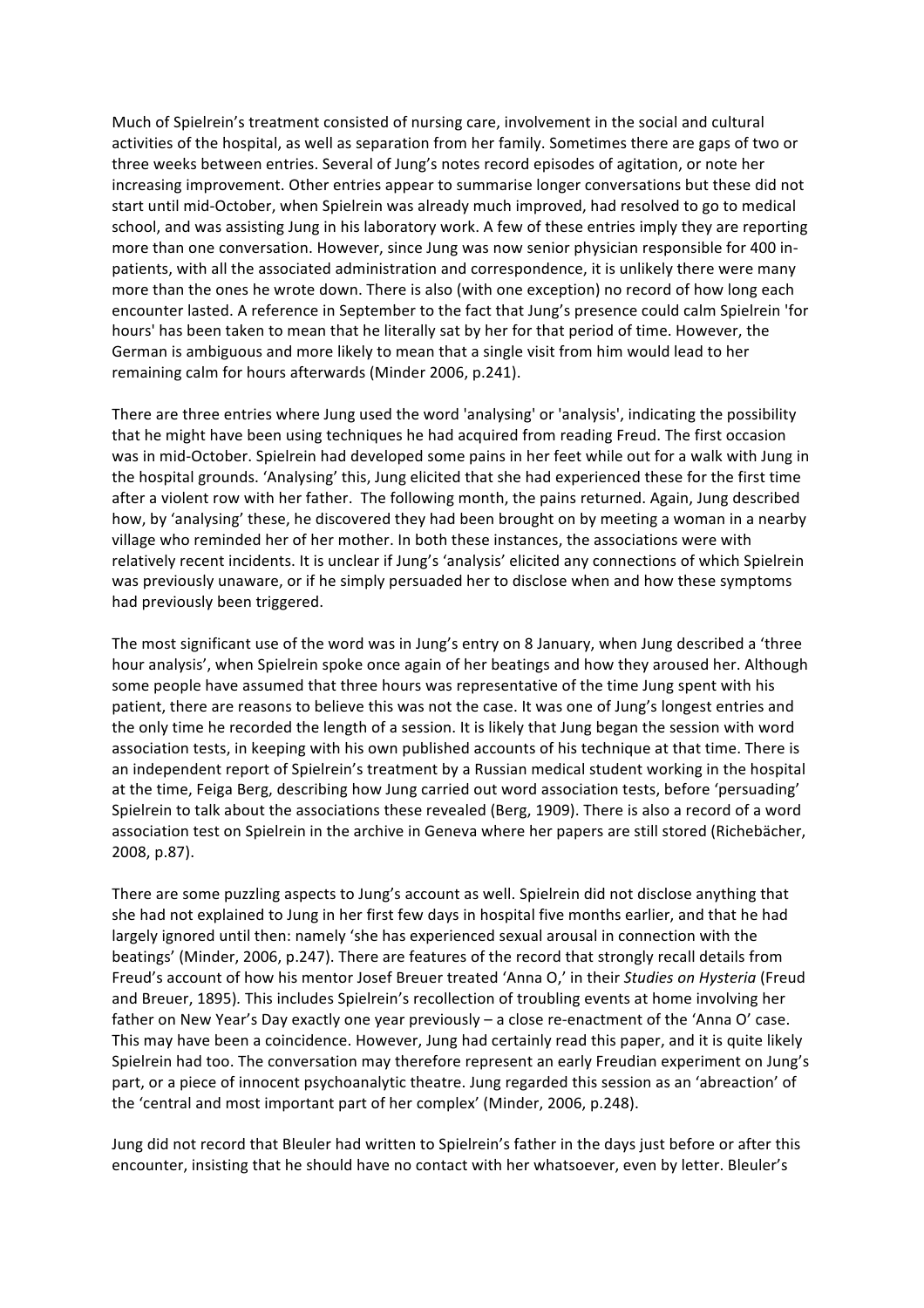Much of Spielrein's treatment consisted of nursing care, involvement in the social and cultural activities of the hospital, as well as separation from her family. Sometimes there are gaps of two or three weeks between entries. Several of Jung's notes record episodes of agitation, or note her increasing improvement. Other entries appear to summarise longer conversations but these did not start until mid-October, when Spielrein was already much improved, had resolved to go to medical school, and was assisting Jung in his laboratory work. A few of these entries imply they are reporting more than one conversation. However, since Jung was now senior physician responsible for 400 in-patients, with all the associated administration and correspondence, it is unlikely there were many more than the ones he wrote down. There is also (with one exception) no record of how long each encounter lasted. A reference in September to the fact that Jung's presence could calm Spielrein 'for hours' has been taken to mean that he literally sat by her for that period of time. However, the German is ambiguous and more likely to mean that a single visit from him would lead to her remaining calm for hours afterwards (Minder 2006, p.241).

There are three entries where Jung used the word 'analysing' or 'analysis', indicating the possibility that he might have been using techniques he had acquired from reading Freud. The first occasion was in mid-October. Spielrein had developed some pains in her feet while out for a walk with Jung in the hospital grounds. 'Analysing' this, Jung elicited that she had experienced these for the first time after a violent row with her father. The following month, the pains returned. Again, Jung described how, by 'analysing' these, he discovered they had been brought on by meeting a woman in a nearby village who reminded her of her mother. In both these instances, the associations were with relatively recent incidents. It is unclear if Jung's 'analysis' elicited any connections of which Spielrein was previously unaware, or if he simply persuaded her to disclose when and how these symptoms had previously been triggered.

The most significant use of the word was in Jung's entry on 8 January, when Jung described a 'three hour analysis', when Spielrein spoke once again of her beatings and how they aroused her. Although some people have assumed that three hours was representative of the time Jung spent with his patient, there are reasons to believe this was not the case. It was one of Jung's longest entries and the only time he recorded the length of a session. It is likely that Jung began the session with word association tests, in keeping with his own published accounts of his technique at that time. There is an independent report of Spielrein's treatment by a Russian medical student working in the hospital at the time, Feiga Berg, describing how Jung carried out word association tests, before 'persuading' Spielrein to talk about the associations these revealed (Berg, 1909). There is also a record of a word association test on Spielrein in the archive in Geneva where her papers are still stored (Richebächer, 2008, p.87).

There are some puzzling aspects to Jung's account as well. Spielrein did not disclose anything that she had not explained to Jung in her first few days in hospital five months earlier, and that he had largely ignored until then: namely 'she has experienced sexual arousal in connection with the beatings' (Minder, 2006, p.247). There are features of the record that strongly recall details from Freud's account of how his mentor Josef Breuer treated 'Anna O,' in their *Studies on Hysteria* (Freud and Breuer, 1895). This includes Spielrein's recollection of troubling events at home involving her father on New Year's Day exactly one year previously – a close re-enactment of the 'Anna O' case. This may have been a coincidence. However, Jung had certainly read this paper, and it is quite likely Spielrein had too. The conversation may therefore represent an early Freudian experiment on Jung's part, or a piece of innocent psychoanalytic theatre. Jung regarded this session as an 'abreaction' of the 'central and most important part of her complex' (Minder, 2006, p.248).

Jung did not record that Bleuler had written to Spielrein's father in the days just before or after this encounter, insisting that he should have no contact with her whatsoever, even by letter. Bleuler's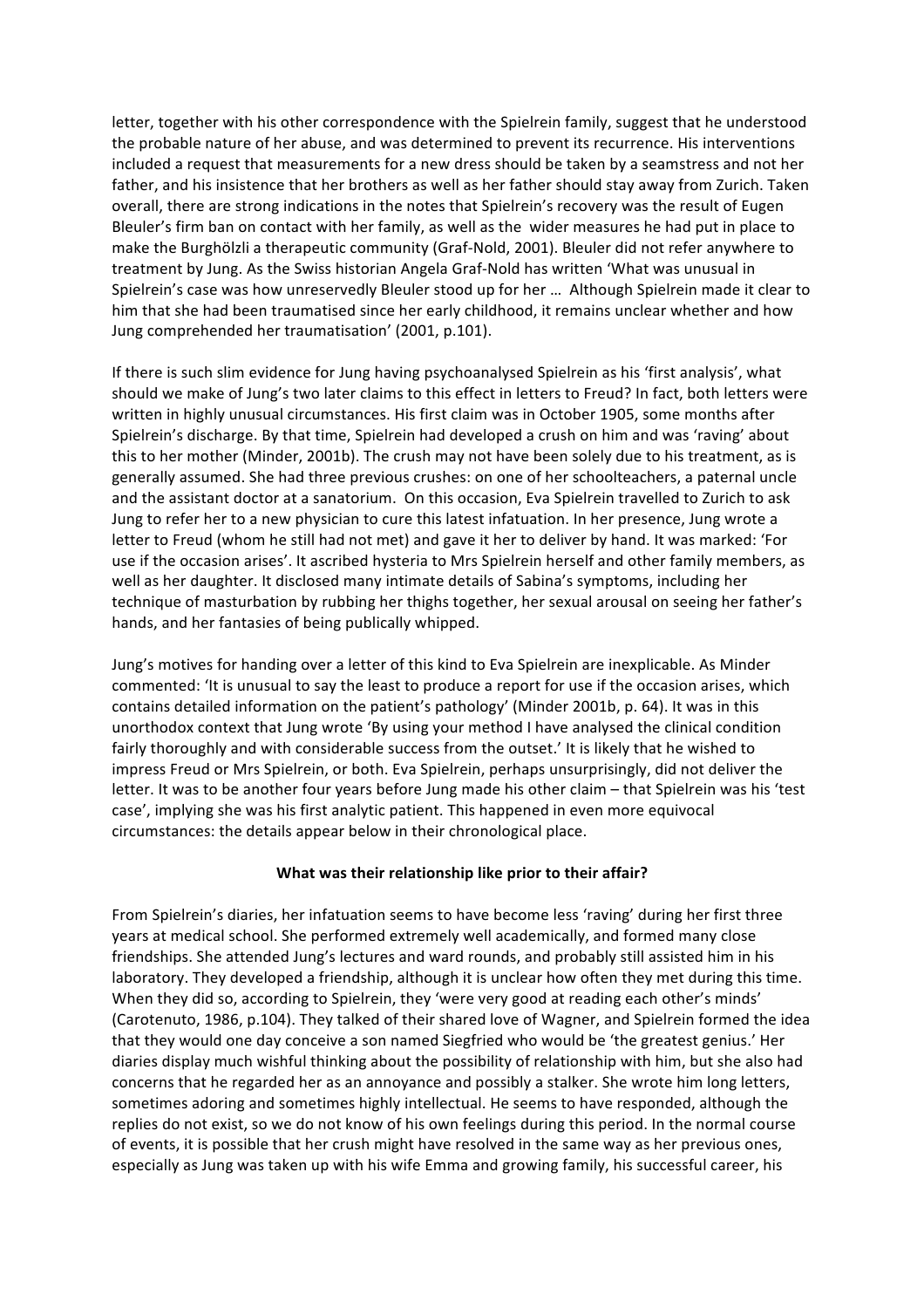letter, together with his other correspondence with the Spielrein family, suggest that he understood the probable nature of her abuse, and was determined to prevent its recurrence. His interventions included a request that measurements for a new dress should be taken by a seamstress and not her father, and his insistence that her brothers as well as her father should stay away from Zurich. Taken overall, there are strong indications in the notes that Spielrein's recovery was the result of Eugen Bleuler's firm ban on contact with her family, as well as the wider measures he had put in place to make the Burghölzli a therapeutic community (Graf-Nold, 2001). Bleuler did not refer anywhere to treatment by Jung. As the Swiss historian Angela Graf-Nold has written 'What was unusual in Spielrein's case was how unreservedly Bleuler stood up for her … Although Spielrein made it clear to him that she had been traumatised since her early childhood, it remains unclear whether and how Jung comprehended her traumatisation' (2001, p.101).

If there is such slim evidence for Jung having psychoanalysed Spielrein as his 'first analysis', what should we make of Jung's two later claims to this effect in letters to Freud? In fact, both letters were written in highly unusual circumstances. His first claim was in October 1905, some months after Spielrein's discharge. By that time, Spielrein had developed a crush on him and was 'raving' about this to her mother (Minder, 2001b). The crush may not have been solely due to his treatment, as is generally assumed. She had three previous crushes: on one of her schoolteachers, a paternal uncle and the assistant doctor at a sanatorium. On this occasion, Eva Spielrein travelled to Zurich to ask Jung to refer her to a new physician to cure this latest infatuation. In her presence, Jung wrote a letter to Freud (whom he still had not met) and gave it her to deliver by hand. It was marked: 'For use if the occasion arises'. It ascribed hysteria to Mrs Spielrein herself and other family members, as well as her daughter. It disclosed many intimate details of Sabina's symptoms, including her technique of masturbation by rubbing her thighs together, her sexual arousal on seeing her father's hands, and her fantasies of being publically whipped.

Jung's motives for handing over a letter of this kind to Eva Spielrein are inexplicable. As Minder commented: 'It is unusual to say the least to produce a report for use if the occasion arises, which contains detailed information on the patient's pathology' (Minder 2001b, p. 64). It was in this unorthodox context that Jung wrote 'By using your method I have analysed the clinical condition fairly thoroughly and with considerable success from the outset.' It is likely that he wished to impress Freud or Mrs Spielrein, or both. Eva Spielrein, perhaps unsurprisingly, did not deliver the letter. It was to be another four years before Jung made his other claim – that Spielrein was his 'test case', implying she was his first analytic patient. This happened in even more equivocal circumstances: the details appear below in their chronological place.

## What was their relationship like prior to their affair?

From Spielrein's diaries, her infatuation seems to have become less 'raving' during her first three years at medical school. She performed extremely well academically, and formed many close friendships. She attended Jung's lectures and ward rounds, and probably still assisted him in his laboratory. They developed a friendship, although it is unclear how often they met during this time. When they did so, according to Spielrein, they 'were very good at reading each other's minds' (Carotenuto, 1986, p.104). They talked of their shared love of Wagner, and Spielrein formed the idea that they would one day conceive a son named Siegfried who would be 'the greatest genius.' Her diaries display much wishful thinking about the possibility of relationship with him, but she also had concerns that he regarded her as an annoyance and possibly a stalker. She wrote him long letters, sometimes adoring and sometimes highly intellectual. He seems to have responded, although the replies do not exist, so we do not know of his own feelings during this period. In the normal course of events, it is possible that her crush might have resolved in the same way as her previous ones, especially as Jung was taken up with his wife Emma and growing family, his successful career, his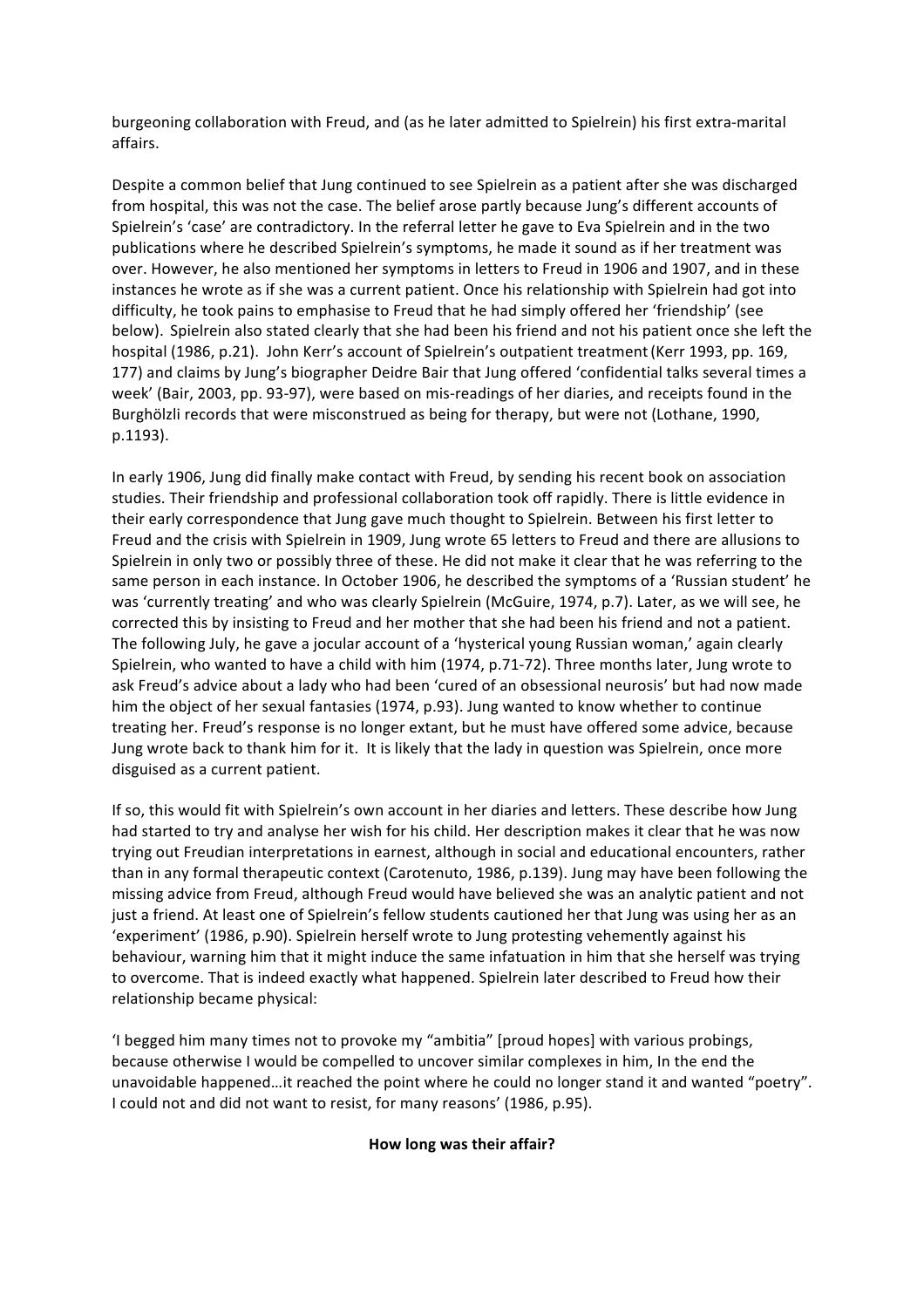burgeoning collaboration with Freud, and (as he later admitted to Spielrein) his first extra-marital affairs.

Despite a common belief that Jung continued to see Spielrein as a patient after she was discharged from hospital, this was not the case. The belief arose partly because Jung's different accounts of Spielrein's 'case' are contradictory. In the referral letter he gave to Eva Spielrein and in the two publications where he described Spielrein's symptoms, he made it sound as if her treatment was over. However, he also mentioned her symptoms in letters to Freud in 1906 and 1907, and in these instances he wrote as if she was a current patient. Once his relationship with Spielrein had got into difficulty, he took pains to emphasise to Freud that he had simply offered her 'friendship' (see below). Spielrein also stated clearly that she had been his friend and not his patient once she left the hospital (1986, p.21). John Kerr's account of Spielrein's outpatient treatment (Kerr 1993, pp. 169, 177) and claims by Jung's biographer Deidre Bair that Jung offered 'confidential talks several times a week' (Bair, 2003, pp. 93-97), were based on mis-readings of her diaries, and receipts found in the Burghölzli records that were misconstrued as being for therapy, but were not (Lothane, 1990, p.1193).

In early 1906, Jung did finally make contact with Freud, by sending his recent book on association studies. Their friendship and professional collaboration took off rapidly. There is little evidence in their early correspondence that Jung gave much thought to Spielrein. Between his first letter to Freud and the crisis with Spielrein in 1909, Jung wrote 65 letters to Freud and there are allusions to Spielrein in only two or possibly three of these. He did not make it clear that he was referring to the same person in each instance. In October 1906, he described the symptoms of a 'Russian student' he was 'currently treating' and who was clearly Spielrein (McGuire, 1974, p.7). Later, as we will see, he corrected this by insisting to Freud and her mother that she had been his friend and not a patient. The following July, he gave a jocular account of a 'hysterical young Russian woman,' again clearly Spielrein, who wanted to have a child with him (1974, p.71-72). Three months later, Jung wrote to ask Freud's advice about a lady who had been 'cured of an obsessional neurosis' but had now made him the object of her sexual fantasies (1974, p.93). Jung wanted to know whether to continue treating her. Freud's response is no longer extant, but he must have offered some advice, because Jung wrote back to thank him for it. It is likely that the lady in question was Spielrein, once more disguised as a current patient.

If so, this would fit with Spielrein's own account in her diaries and letters. These describe how Jung had started to try and analyse her wish for his child. Her description makes it clear that he was now trying out Freudian interpretations in earnest, although in social and educational encounters, rather than in any formal therapeutic context (Carotenuto, 1986, p.139). Jung may have been following the missing advice from Freud, although Freud would have believed she was an analytic patient and not just a friend. At least one of Spielrein's fellow students cautioned her that Jung was using her as an 'experiment' (1986, p.90). Spielrein herself wrote to Jung protesting vehemently against his behaviour, warning him that it might induce the same infatuation in him that she herself was trying to overcome. That is indeed exactly what happened. Spielrein later described to Freud how their relationship became physical:

'I begged him many times not to provoke my "ambitia" [proud hopes] with various probings, because otherwise I would be compelled to uncover similar complexes in him, In the end the unavoidable happened…it reached the point where he could no longer stand it and wanted "poetry". I could not and did not want to resist, for many reasons' (1986, p.95).

**How long was their affair?**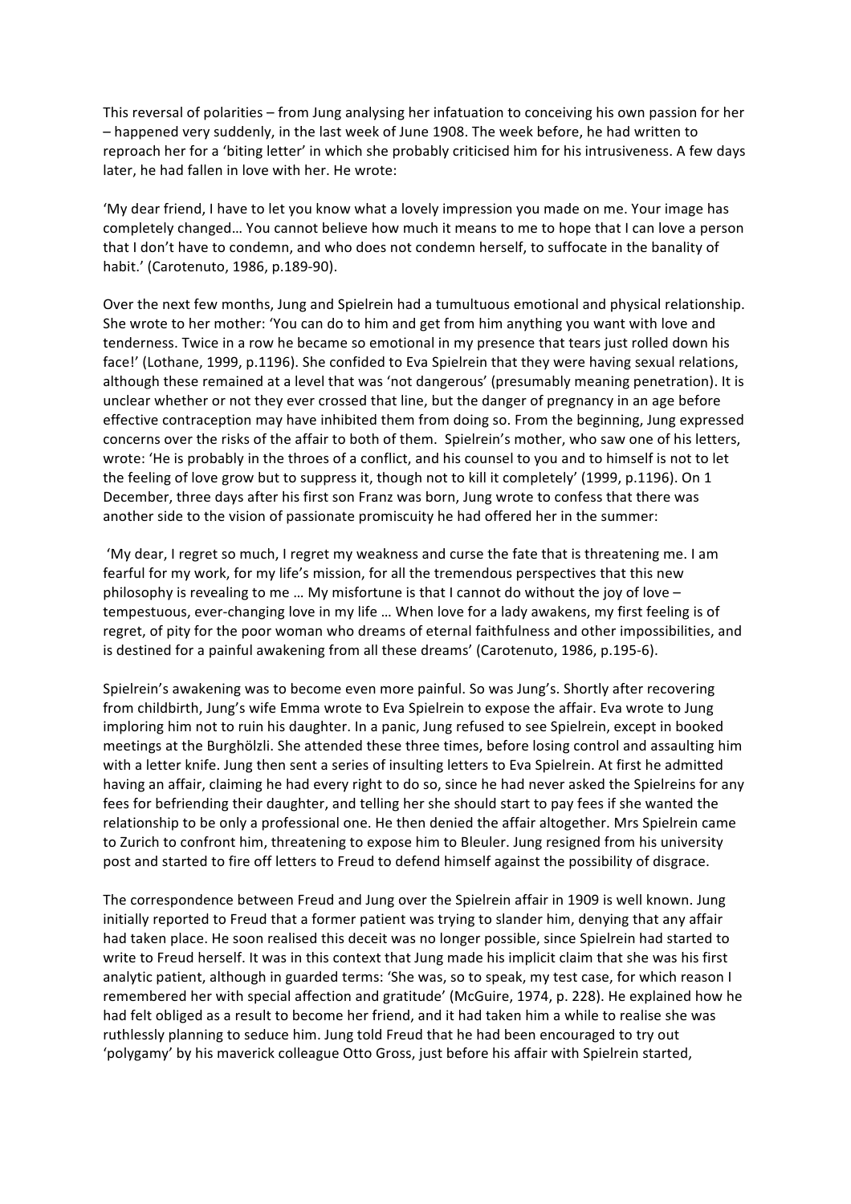This reversal of polarities – from Jung analysing her infatuation to conceiving his own passion for her – happened very suddenly, in the last week of June 1908. The week before, he had written to reproach her for a 'biting letter' in which she probably criticised him for his intrusiveness. A few days later, he had fallen in love with her. He wrote:

'My dear friend, I have to let you know what a lovely impression you made on me. Your image has completely changed… You cannot believe how much it means to me to hope that I can love a person that I don't have to condemn, and who does not condemn herself, to suffocate in the banality of habit.' (Carotenuto, 1986, p.189-90).

Over the next few months, Jung and Spielrein had a tumultuous emotional and physical relationship. She wrote to her mother: 'You can do to him and get from him anything you want with love and tenderness. Twice in a row he became so emotional in my presence that tears just rolled down his face!' (Lothane, 1999, p.1196). She confided to Eva Spielrein that they were having sexual relations, although these remained at a level that was 'not dangerous' (presumably meaning penetration). It is unclear whether or not they ever crossed that line, but the danger of pregnancy in an age before effective contraception may have inhibited them from doing so. From the beginning, Jung expressed concerns over the risks of the affair to both of them. Spielrein's mother, who saw one of his letters, wrote: 'He is probably in the throes of a conflict, and his counsel to you and to himself is not to let the feeling of love grow but to suppress it, though not to kill it completely' (1999, p.1196). On 1 December, three days after his first son Franz was born, Jung wrote to confess that there was another side to the vision of passionate promiscuity he had offered her in the summer:

'My dear, I regret so much, I regret my weakness and curse the fate that is threatening me. I am fearful for my work, for my life's mission, for all the tremendous perspectives that this new philosophy is revealing to me … My misfortune is that I cannot do without the joy of love – tempestuous, ever-changing love in my life … When love for a lady awakens, my first feeling is of regret, of pity for the poor woman who dreams of eternal faithfulness and other impossibilities, and is destined for a painful awakening from all these dreams' (Carotenuto, 1986, p.195-6).

Spielrein's awakening was to become even more painful. So was Jung's. Shortly after recovering from childbirth, Jung's wife Emma wrote to Eva Spielrein to expose the affair. Eva wrote to Jung imploring him not to ruin his daughter. In a panic, Jung refused to see Spielrein, except in booked meetings at the Burghölzli. She attended these three times, before losing control and assaulting him with a letter knife. Jung then sent a series of insulting letters to Eva Spielrein. At first he admitted having an affair, claiming he had every right to do so, since he had never asked the Spielreins for any fees for befriending their daughter, and telling her she should start to pay fees if she wanted the relationship to be only a professional one. He then denied the affair altogether. Mrs Spielrein came to Zurich to confront him, threatening to expose him to Bleuler. Jung resigned from his university post and started to fire off letters to Freud to defend himself against the possibility of disgrace.

The correspondence between Freud and Jung over the Spielrein affair in 1909 is well known. Jung initially reported to Freud that a former patient was trying to slander him, denying that any affair had taken place. He soon realised this deceit was no longer possible, since Spielrein had started to write to Freud herself. It was in this context that Jung made his implicit claim that she was his first analytic patient, although in guarded terms: 'She was, so to speak, my test case, for which reason I remembered her with special affection and gratitude' (McGuire, 1974, p. 228). He explained how he had felt obliged as a result to become her friend, and it had taken him a while to realise she was ruthlessly planning to seduce him. Jung told Freud that he had been encouraged to try out 'polygamy' by his maverick colleague Otto Gross, just before his affair with Spielrein started,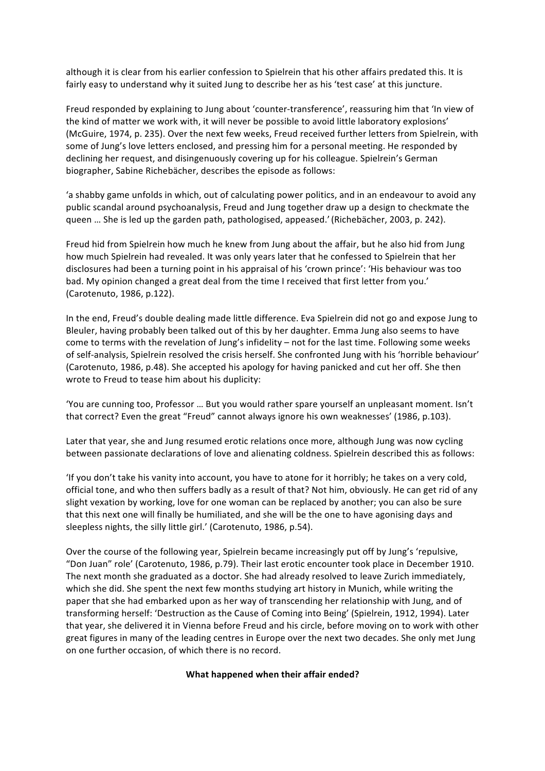although it is clear from his earlier confession to Spielrein that his other affairs predated this. It is fairly easy to understand why it suited Jung to describe her as his 'test case' at this juncture.

Freud responded by explaining to Jung about 'counter-transference', reassuring him that 'In view of the kind of matter we work with, it will never be possible to avoid little laboratory explosions' (McGuire, 1974, p. 235). Over the next few weeks, Freud received further letters from Spielrein, with some of Jung's love letters enclosed, and pressing him for a personal meeting. He responded by declining her request, and disingenuously covering up for his colleague. Spielrein's German biographer, Sabine Richebächer, describes the episode as follows:

'a shabby game unfolds in which, out of calculating power politics, and in an endeavour to avoid any public scandal around psychoanalysis, Freud and Jung together draw up a design to checkmate the queen … She is led up the garden path, pathologised, appeased.' (Richebächer, 2003, p. 242).

Freud hid from Spielrein how much he knew from Jung about the affair, but he also hid from Jung how much Spielrein had revealed. It was only years later that he confessed to Spielrein that her disclosures had been a turning point in his appraisal of his 'crown prince': 'His behaviour was too bad. My opinion changed a great deal from the time I received that first letter from you.' (Carotenuto, 1986, p.122).

In the end, Freud's double dealing made little difference. Eva Spielrein did not go and expose Jung to Bleuler, having probably been talked out of this by her daughter. Emma Jung also seems to have come to terms with the revelation of Jung's infidelity – not for the last time. Following some weeks of self-analysis, Spielrein resolved the crisis herself. She confronted Jung with his 'horrible behaviour' (Carotenuto, 1986, p.48). She accepted his apology for having panicked and cut her off. She then wrote to Freud to tease him about his duplicity:

'You are cunning too, Professor … But you would rather spare yourself an unpleasant moment. Isn't that correct? Even the great "Freud" cannot always ignore his own weaknesses' (1986, p.103).

Later that year, she and Jung resumed erotic relations once more, although Jung was now cycling between passionate declarations of love and alienating coldness. Spielrein described this as follows:

'If you don't take his vanity into account, you have to atone for it horribly; he takes on a very cold, official tone, and who then suffers badly as a result of that? Not him, obviously. He can get rid of any slight vexation by working, love for one woman can be replaced by another; you can also be sure that this next one will finally be humiliated, and she will be the one to have agonising days and sleepless nights, the silly little girl.' (Carotenuto, 1986, p.54).

Over the course of the following year, Spielrein became increasingly put off by Jung's 'repulsive, "Don Juan" role' (Carotenuto, 1986, p.79). Their last erotic encounter took place in December 1910. The next month she graduated as a doctor. She had already resolved to leave Zurich immediately, which she did. She spent the next few months studying art history in Munich, while writing the paper that she had embarked upon as her way of transcending her relationship with Jung, and of transforming herself: 'Destruction as the Cause of Coming into Being' (Spielrein, 1912, 1994). Later that year, she delivered it in Vienna before Freud and his circle, before moving on to work with other great figures in many of the leading centres in Europe over the next two decades. She only met Jung on one further occasion, of which there is no record.

## What happened when their affair ended?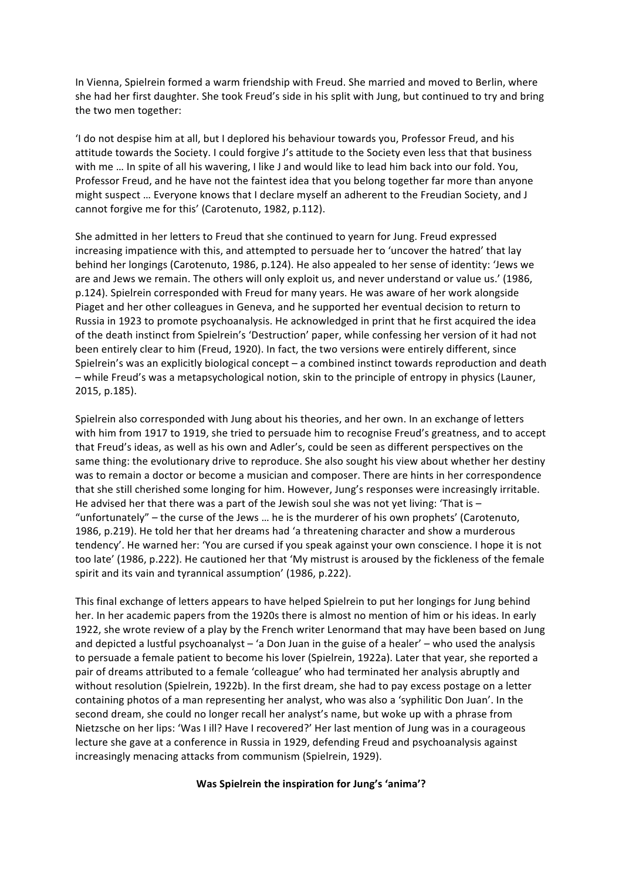In Vienna, Spielrein formed a warm friendship with Freud. She married and moved to Berlin, where she had her first daughter. She took Freud's side in his split with Jung, but continued to try and bring the two men together:

'I do not despise him at all, but I deplored his behaviour towards you, Professor Freud, and his attitude towards the Society. I could forgive J's attitude to the Society even less that that business with me … In spite of all his wavering, I like J and would like to lead him back into our fold. You, Professor Freud, and he have not the faintest idea that you belong together far more than anyone might suspect … Everyone knows that I declare myself an adherent to the Freudian Society, and J cannot forgive me for this' (Carotenuto, 1982, p.112).

She admitted in her letters to Freud that she continued to yearn for Jung. Freud expressed increasing impatience with this, and attempted to persuade her to 'uncover the hatred' that lay behind her longings (Carotenuto, 1986, p.124). He also appealed to her sense of identity: 'Jews we are and Jews we remain. The others will only exploit us, and never understand or value us.' (1986, p.124). Spielrein corresponded with Freud for many years. He was aware of her work alongside Piaget and her other colleagues in Geneva, and he supported her eventual decision to return to Russia in 1923 to promote psychoanalysis. He acknowledged in print that he first acquired the idea of the death instinct from Spielrein's 'Destruction' paper, while confessing her version of it had not been entirely clear to him (Freud, 1920). In fact, the two versions were entirely different, since Spielrein's was an explicitly biological concept – a combined instinct towards reproduction and death – while Freud's was a metapsychological notion, skin to the principle of entropy in physics (Launer, 2015, p.185).

Spielrein also corresponded with Jung about his theories, and her own. In an exchange of letters with him from 1917 to 1919, she tried to persuade him to recognise Freud's greatness, and to accept that Freud's ideas, as well as his own and Adler's, could be seen as different perspectives on the same thing: the evolutionary drive to reproduce. She also sought his view about whether her destiny was to remain a doctor or become a musician and composer. There are hints in her correspondence that she still cherished some longing for him. However, Jung's responses were increasingly irritable. He advised her that there was a part of the Jewish soul she was not yet living: 'That is – "unfortunately" – the curse of the Jews … he is the murderer of his own prophets' (Carotenuto, 1986, p.219). He told her that her dreams had 'a threatening character and show a murderous tendency'. He warned her: 'You are cursed if you speak against your own conscience. I hope it is not too late' (1986, p.222). He cautioned her that 'My mistrust is aroused by the fickleness of the female spirit and its vain and tyrannical assumption' (1986, p.222).

This final exchange of letters appears to have helped Spielrein to put her longings for Jung behind her. In her academic papers from the 1920s there is almost no mention of him or his ideas. In early 1922, she wrote review of a play by the French writer Lenormand that may have been based on Jung and depicted a lustful psychoanalyst – 'a Don Juan in the guise of a healer' – who used the analysis to persuade a female patient to become his lover (Spielrein, 1922a). Later that year, she reported a pair of dreams attributed to a female 'colleague' who had terminated her analysis abruptly and without resolution (Spielrein, 1922b). In the first dream, she had to pay excess postage on a letter containing photos of a man representing her analyst, who was also a 'syphilitic Don Juan'. In the second dream, she could no longer recall her analyst's name, but woke up with a phrase from Nietzsche on her lips: 'Was I ill? Have I recovered?' Her last mention of Jung was in a courageous lecture she gave at a conference in Russia in 1929, defending Freud and psychoanalysis against increasingly menacing attacks from communism (Spielrein, 1929).

## Was Spielrein the inspiration for Jung's 'anima'?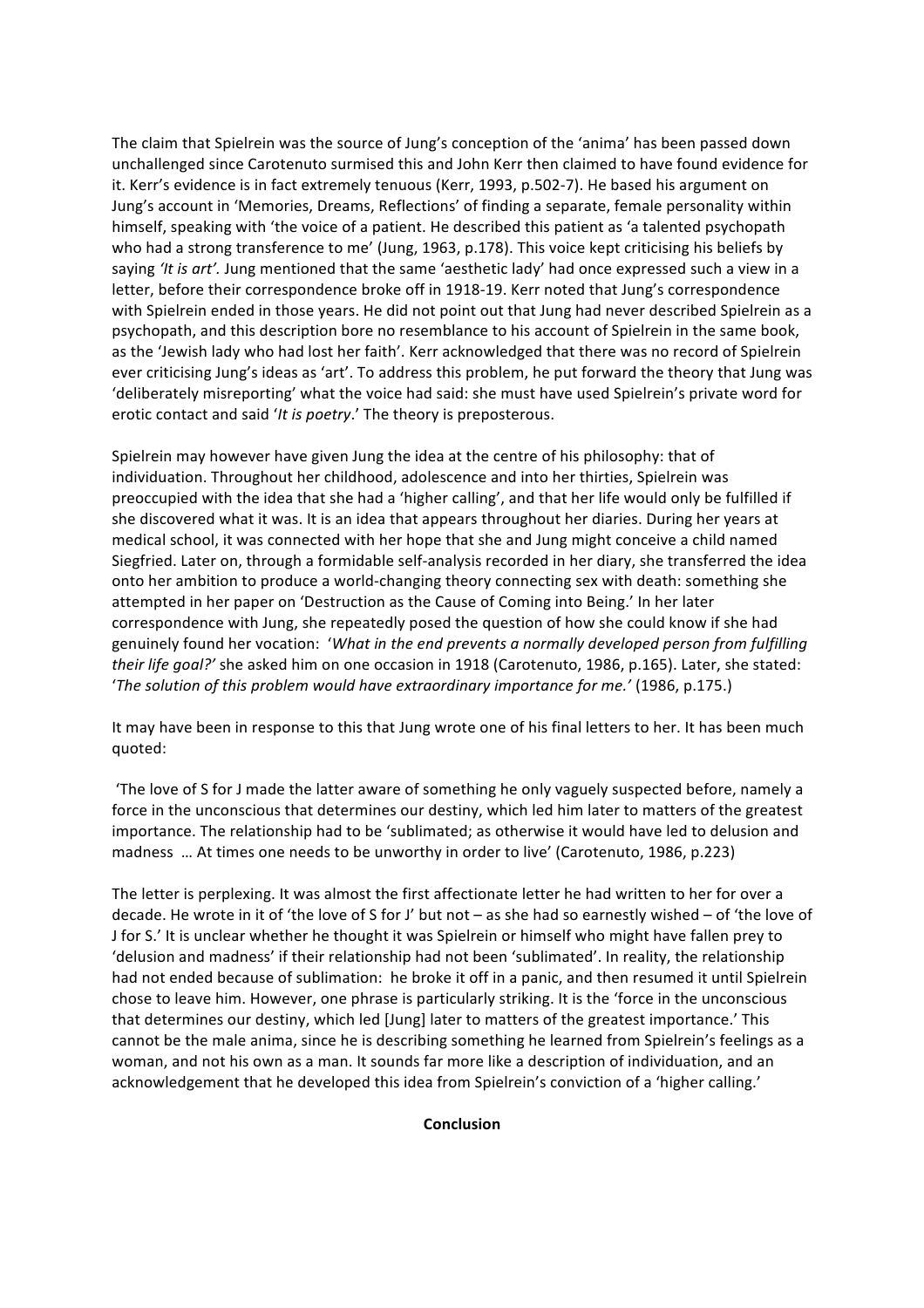The claim that Spielrein was the source of Jung's conception of the 'anima' has been passed down unchallenged since Carotenuto surmised this and John Kerr then claimed to have found evidence for it. Kerr's evidence is in fact extremely tenuous (Kerr, 1993, p.502-7). He based his argument on Jung's account in 'Memories, Dreams, Reflections' of finding a separate, female personality within himself, speaking with 'the voice of a patient. He described this patient as 'a talented psychopath who had a strong transference to me' (Jung, 1963, p.178). This voice kept criticising his beliefs by saying *'It is art'.* Jung mentioned that the same 'aesthetic lady' had once expressed such a view in a letter, before their correspondence broke off in 1918-19. Kerr noted that Jung's correspondence with Spielrein ended in those years. He did not point out that Jung had never described Spielrein as a psychopath, and this description bore no resemblance to his account of Spielrein in the same book, as the 'Jewish lady who had lost her faith'. Kerr acknowledged that there was no record of Spielrein ever criticising Jung's ideas as 'art'. To address this problem, he put forward the theory that Jung was 'deliberately misreporting' what the voice had said: she must have used Spielrein's private word for erotic contact and said '*It is poetry*.' The theory is preposterous.

Spielrein may however have given Jung the idea at the centre of his philosophy: that of individuation. Throughout her childhood, adolescence and into her thirties, Spielrein was preoccupied with the idea that she had a 'higher calling', and that her life would only be fulfilled if she discovered what it was. It is an idea that appears throughout her diaries. During her years at medical school, it was connected with her hope that she and Jung might conceive a child named Siegfried. Later on, through a formidable self-analysis recorded in her diary, she transferred the idea onto her ambition to produce a world-changing theory connecting sex with death: something she attempted in her paper on 'Destruction as the Cause of Coming into Being.' In her later correspondence with Jung, she repeatedly posed the question of how she could know if she had genuinely found her vocation: '*What in the end prevents a normally developed person from fulfilling their life goal?*' she asked him on one occasion in 1918 (Carotenuto, 1986, p.165). Later, she stated: '*The solution of this problem would have extraordinary importance for me.*' (1986, p.175.)

It may have been in response to this that Jung wrote one of his final letters to her. It has been much quoted:

'The love of S for J made the latter aware of something he only vaguely suspected before, namely a force in the unconscious that determines our destiny, which led him later to matters of the greatest importance. The relationship had to be 'sublimated; as otherwise it would have led to delusion and madness … At times one needs to be unworthy in order to live' (Carotenuto, 1986, p.223)

The letter is perplexing. It was almost the first affectionate letter he had written to her for over a decade. He wrote in it of 'the love of S for J' but not – as she had so earnestly wished – of 'the love of J for S.' It is unclear whether he thought it was Spielrein or himself who might have fallen prey to 'delusion and madness' if their relationship had not been 'sublimated'. In reality, the relationship had not ended because of sublimation: he broke it off in a panic, and then resumed it until Spielrein chose to leave him. However, one phrase is particularly striking. It is the 'force in the unconscious that determines our destiny, which led [Jung] later to matters of the greatest importance.' This cannot be the male anima, since he is describing something he learned from Spielrein's feelings as a woman, and not his own as a man. It sounds far more like a description of individuation, and an acknowledgement that he developed this idea from Spielrein's conviction of a 'higher calling.'

## Conclusion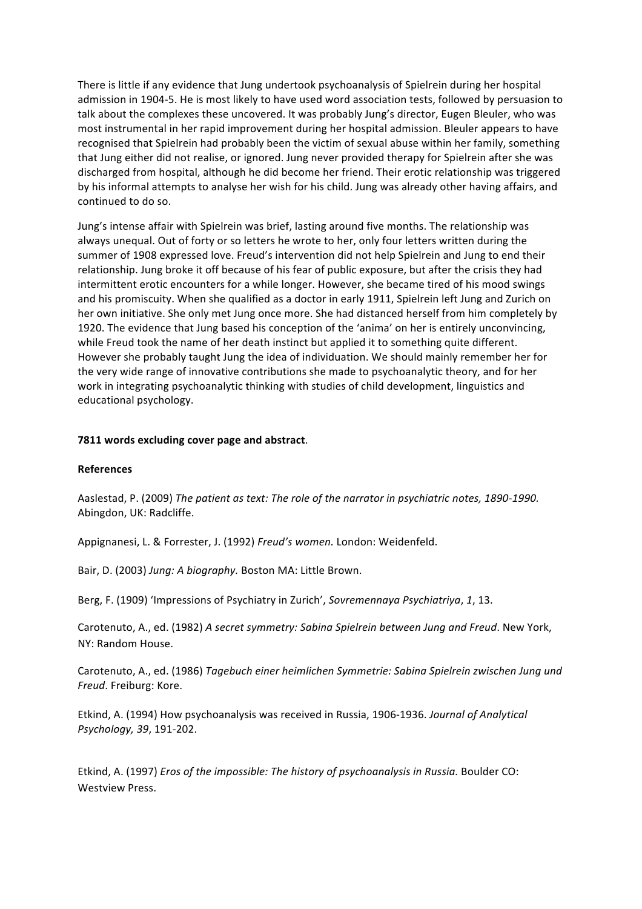There is little if any evidence that Jung undertook psychoanalysis of Spielrein during her hospital admission in 1904-5. He is most likely to have used word association tests, followed by persuasion to talk about the complexes these uncovered. It was probably Jung's director, Eugen Bleuler, who was most instrumental in her rapid improvement during her hospital admission. Bleuler appears to have recognised that Spielrein had probably been the victim of sexual abuse within her family, something that Jung either did not realise, or ignored. Jung never provided therapy for Spielrein after she was discharged from hospital, although he did become her friend. Their erotic relationship was triggered by his informal attempts to analyse her wish for his child. Jung was already other having affairs, and continued to do so.

Jung's intense affair with Spielrein was brief, lasting around five months. The relationship was always unequal. Out of forty or so letters he wrote to her, only four letters written during the summer of 1908 expressed love. Freud's intervention did not help Spielrein and Jung to end their relationship. Jung broke it off because of his fear of public exposure, but after the crisis they had intermittent erotic encounters for a while longer. However, she became tired of his mood swings and his promiscuity. When she qualified as a doctor in early 1911, Spielrein left Jung and Zurich on her own initiative. She only met Jung once more. She had distanced herself from him completely by 1920. The evidence that Jung based his conception of the 'anima' on her is entirely unconvincing, while Freud took the name of her death instinct but applied it to something quite different. However she probably taught Jung the idea of individuation. We should mainly remember her for the very wide range of innovative contributions she made to psychoanalytic theory, and for her work in integrating psychoanalytic thinking with studies of child development, linguistics and educational psychology.

**7811 words excluding cover page and abstract**.

**References**

Aaslestad, P. (2009) *The patient as text: The role of the narrator in psychiatric notes, 1890-1990.* Abingdon, UK: Radcliffe.

Appignanesi, L. & Forrester, J. (1992) *Freud's women.* London: Weidenfeld.

Bair, D. (2003) *Jung: A biography.* Boston MA: Little Brown.

Berg, F. (1909) 'Impressions of Psychiatry in Zurich', *Sovremennaya Psychiatriya*, *1*, 13.

Carotenuto, A., ed. (1982) *A secret symmetry: Sabina Spielrein between Jung and Freud*. New York, NY: Random House.

Carotenuto, A., ed. (1986) *Tagebuch einer heimlichen Symmetrie: Sabina Spielrein zwischen Jung und Freud*. Freiburg: Kore.

Etkind, A. (1994) How psychoanalysis was received in Russia, 1906-1936. *Journal of Analytical Psychology, 39*, 191-202.

Etkind, A. (1997) *Eros of the impossible: The history of psychoanalysis in Russia.* Boulder CO: Westview Press.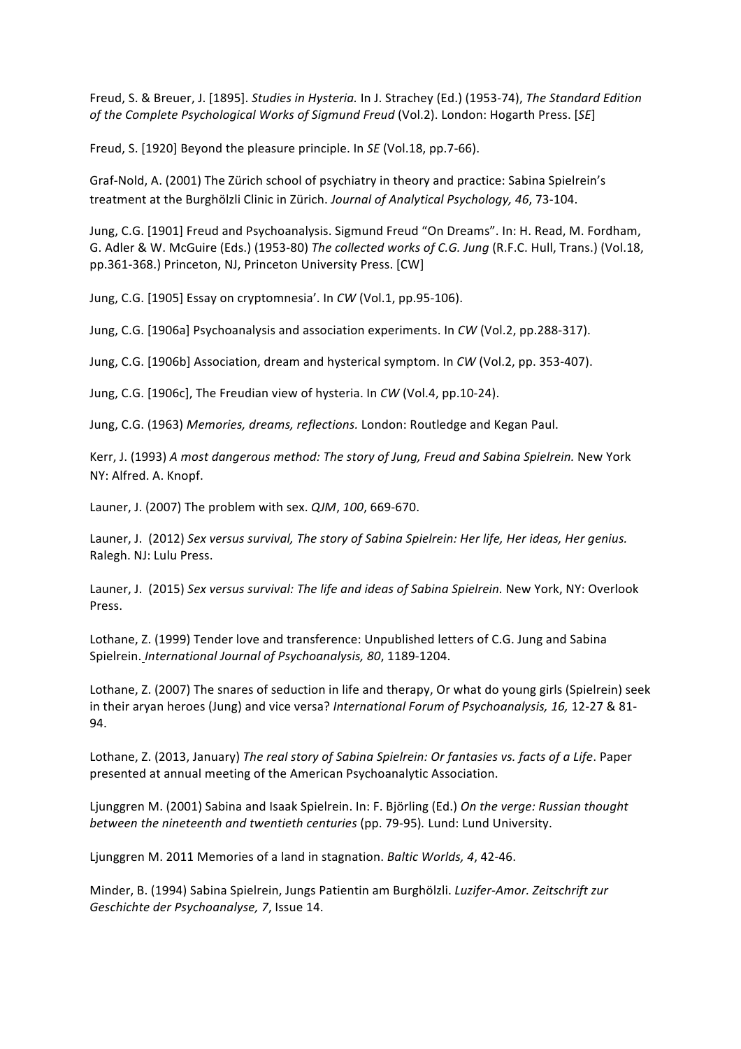Freud, S. & Breuer, J. [1895]. *Studies in Hysteria.* In J. Strachey (Ed.) (1953-74), *The Standard Edition of the Complete Psychological Works of Sigmund Freud* (Vol.2). London: Hogarth Press. [*SE*]

Freud, S. [1920] Beyond the pleasure principle. In *SE* (Vol.18, pp.7-66).

Graf-Nold, A. (2001) The Zürich school of psychiatry in theory and practice: Sabina Spielrein's treatment at the Burghölzli Clinic in Zürich. *Journal of Analytical Psychology, 46*, 73-104.

Jung, C.G. [1901] Freud and Psychoanalysis. Sigmund Freud "On Dreams". In: H. Read, M. Fordham, G. Adler & W. McGuire (Eds.) (1953-80) *The collected works of C.G. Jung* (R.F.C. Hull, Trans.) (Vol.18, pp.361-368.) Princeton, NJ, Princeton University Press. [CW]

Jung, C.G. [1905] Essay on cryptomnesia'. In *CW* (Vol.1, pp.95-106).

Jung, C.G. [1906a] Psychoanalysis and association experiments. In *CW* (Vol.2, pp.288-317).

Jung, C.G. [1906b] Association, dream and hysterical symptom. In *CW* (Vol.2, pp. 353-407).

Jung, C.G. [1906c], The Freudian view of hysteria. In *CW* (Vol.4, pp.10-24).

Jung, C.G. (1963) *Memories, dreams, reflections.* London: Routledge and Kegan Paul.

Kerr, J. (1993) *A most dangerous method: The story of Jung, Freud and Sabina Spielrein.* New York NY: Alfred. A. Knopf.

Launer, J. (2007) The problem with sex. *QJM*, *100*, 669-670.

Launer, J. (2012) *Sex versus survival, The story of Sabina Spielrein: Her life, Her ideas, Her genius.* Ralegh. NJ: Lulu Press.

Launer, J. (2015) *Sex versus survival: The life and ideas of Sabina Spielrein.* New York, NY: Overlook Press.

Lothane, Z. (1999) Tender love and transference: Unpublished letters of C.G. Jung and Sabina Spielrein. *International Journal of Psychoanalysis, 80*, 1189-1204.

Lothane, Z. (2007) The snares of seduction in life and therapy, Or what do young girls (Spielrein) seek in their aryan heroes (Jung) and vice versa? *International Forum of Psychoanalysis, 16,* 12-27 & 81-94.

Lothane, Z. (2013, January) *The real story of Sabina Spielrein: Or fantasies vs. facts of a Life*. Paper presented at annual meeting of the American Psychoanalytic Association.

Ljunggren M. (2001) Sabina and Isaak Spielrein. In: F. Björling (Ed.) *On the verge: Russian thought between the nineteenth and twentieth centuries* (pp. 79-95)*.* Lund: Lund University.

Ljunggren M. 2011 Memories of a land in stagnation. *Baltic Worlds, 4*, 42-46.

Minder, B. (1994) Sabina Spielrein, Jungs Patientin am Burghölzli. *Luzifer-Amor. Zeitschrift zur Geschichte der Psychoanalyse, 7*, Issue 14.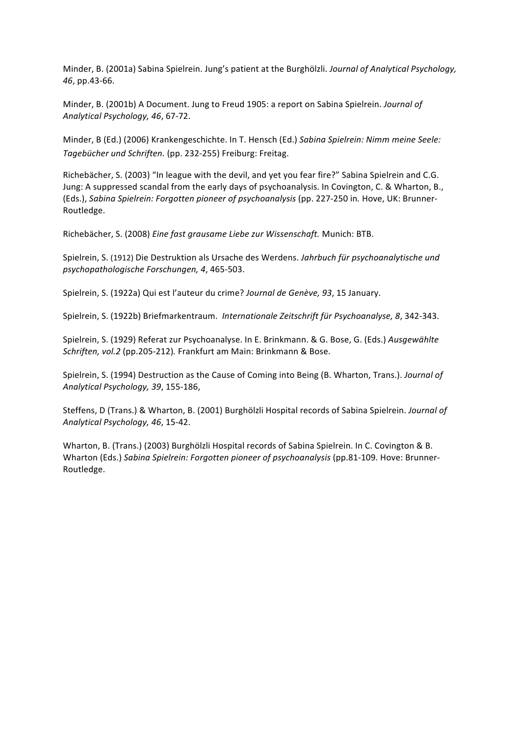Minder, B. (2001a) Sabina Spielrein. Jung's patient at the Burghölzli. *Journal of Analytical Psychology, 46*, pp.43-66.

Minder, B. (2001b) A Document. Jung to Freud 1905: a report on Sabina Spielrein. *Journal of Analytical Psychology, 46*, 67-72.

Minder, B (Ed.) (2006) Krankengeschichte. In T. Hensch (Ed.) *Sabina Spielrein: Nimm meine Seele: Tagebücher und Schriften.* (pp. 232-255) Freiburg: Freitag.

Richebächer, S. (2003) "In league with the devil, and yet you fear fire?" Sabina Spielrein and C.G. Jung: A suppressed scandal from the early days of psychoanalysis. In Covington, C. & Wharton, B., (Eds.), *Sabina Spielrein: Forgotten pioneer of psychoanalysis* (pp. 227-250 in. Hove, UK: Brunner-Routledge.

Richebächer, S. (2008) *Eine fast grausame Liebe zur Wissenschaft.* Munich: BTB.

Spielrein, S. (1912) Die Destruktion als Ursache des Werdens. *Jahrbuch für psychoanalytische und psychopathologische Forschungen, 4*, 465-503.

Spielrein, S. (1922a) Qui est l'auteur du crime? *Journal de Genève, 93*, 15 January.

Spielrein, S. (1922b) Briefmarkentraum. *Internationale Zeitschrift für Psychoanalyse, 8*, 342-343.

Spielrein, S. (1929) Referat zur Psychoanalyse. In E. Brinkmann. & G. Bose, G. (Eds.) *Ausgewählte Schriften, vol.2* (pp.205-212). Frankfurt am Main: Brinkmann & Bose.

Spielrein, S. (1994) Destruction as the Cause of Coming into Being (B. Wharton, Trans.). *Journal of Analytical Psychology, 39*, 155-186,

Steffens, D (Trans.) & Wharton, B. (2001) Burghölzli Hospital records of Sabina Spielrein. *Journal of Analytical Psychology, 46*, 15-42.

Wharton, B. (Trans.) (2003) Burghölzli Hospital records of Sabina Spielrein. In C. Covington & B. Wharton (Eds.) *Sabina Spielrein: Forgotten pioneer of psychoanalysis* (pp.81-109. Hove: Brunner-Routledge.